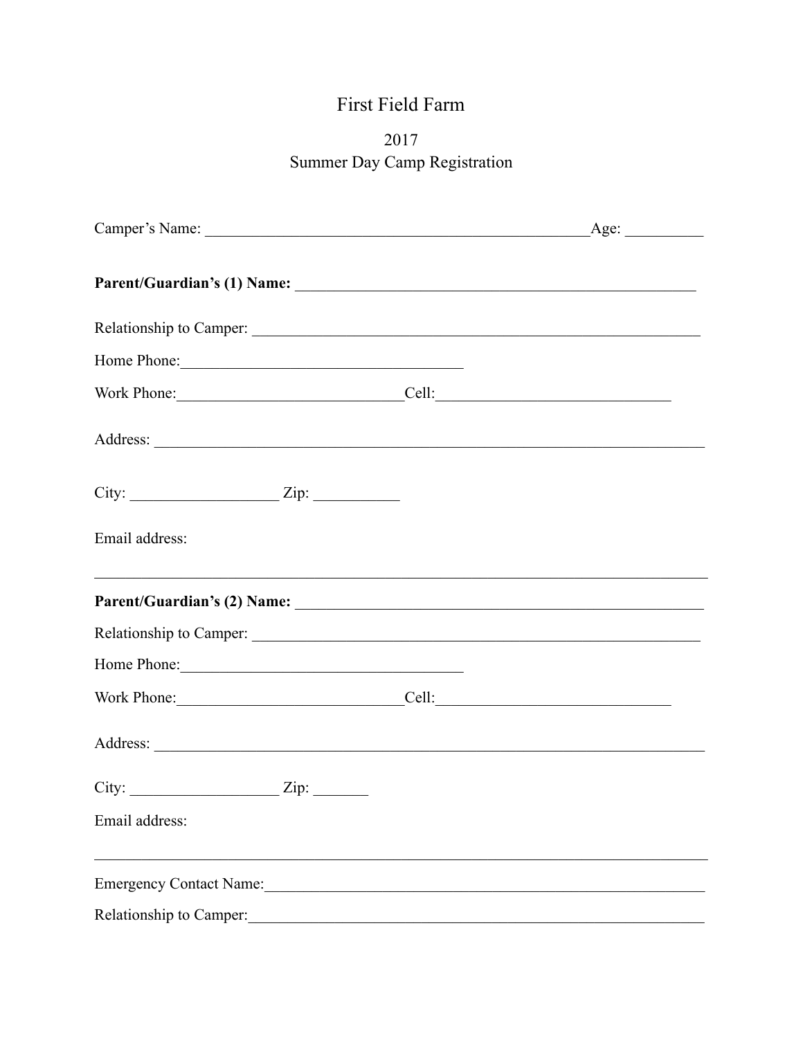# First Field Farm

## 2017
## Summer Day Camp Registration

Camper's Name: ___________________________________________________Age: __________

**Parent/Guardian's (1) Name:** ____________________________________________________

Relationship to Camper: ___________________________________________________________

Home Phone:____________________________________

Work Phone:______________________________Cell:______________________________

Address: _________________________________________________________________________

City: ___________________ Zip: ___________

Email address:

_________________________________________________________________________________

**Parent/Guardian's (2) Name:** ____________________________________________________

Relationship to Camper: ___________________________________________________________

Home Phone:____________________________________

Work Phone:______________________________Cell:______________________________

Address: _________________________________________________________________________

City: ___________________ Zip: _______

Email address:

_________________________________________________________________________________

Emergency Contact Name:_________________________________________________________

Relationship to Camper:__________________________________________________________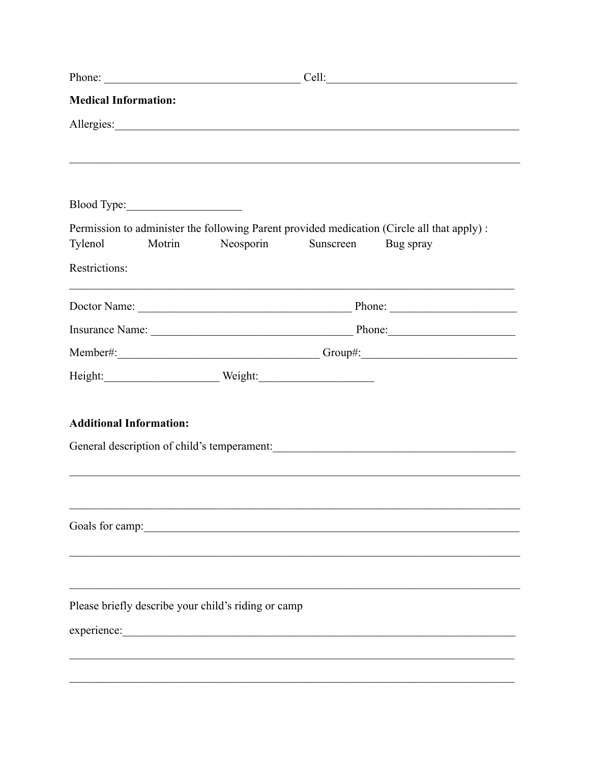Phone: ________________________________ Cell:________________________________

**Medical Information:**

Allergies:____________________________________________________________________

______________________________________________________________________________

Blood Type:__________________

Permission to administer the following Parent provided medication (Circle all that apply) :

Tylenol Motrin Neosporin Sunscreen Bug spray

Restrictions:

______________________________________________________________________________

Doctor Name: ___________________________________ Phone: ____________________

Insurance Name: _________________________________ Phone:____________________

Member#:__________________________________ Group#:__________________________

Height:__________________ Weight:__________________

**Additional Information:**

General description of child's temperament:________________________________________

______________________________________________________________________________

______________________________________________________________________________

Goals for camp:_______________________________________________________________

______________________________________________________________________________

______________________________________________________________________________

Please briefly describe your child's riding or camp

experience:___________________________________________________________________

______________________________________________________________________________

______________________________________________________________________________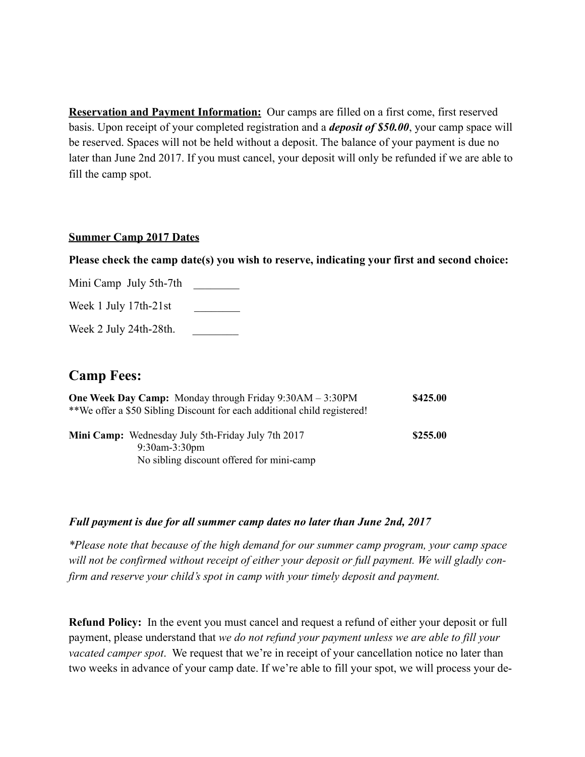**Reservation and Payment Information:** Our camps are filled on a first come, first reserved basis. Upon receipt of your completed registration and a ***deposit of $50.00***, your camp space will be reserved. Spaces will not be held without a deposit. The balance of your payment is due no later than June 2nd 2017. If you must cancel, your deposit will only be refunded if we are able to fill the camp spot.

**Summer Camp 2017 Dates**

**Please check the camp date(s) you wish to reserve, indicating your first and second choice:**

Mini Camp July 5th-7th ________

Week 1 July 17th-21st ________

Week 2 July 24th-28th. ________

## Camp Fees:

**One Week Day Camp:** Monday through Friday 9:30AM – 3:30PM **$425.00**
**We offer a $50 Sibling Discount for each additional child registered!

**Mini Camp:** Wednesday July 5th-Friday July 7th 2017 **$255.00**
9:30am-3:30pm
No sibling discount offered for mini-camp

***Full payment is due for all summer camp dates no later than June 2nd, 2017***

*\*Please note that because of the high demand for our summer camp program, your camp space will not be confirmed without receipt of either your deposit or full payment. We will gladly confirm and reserve your child's spot in camp with your timely deposit and payment.*

**Refund Policy:** In the event you must cancel and request a refund of either your deposit or full payment, please understand that *we do not refund your payment unless we are able to fill your vacated camper spot*. We request that we're in receipt of your cancellation notice no later than two weeks in advance of your camp date. If we're able to fill your spot, we will process your de-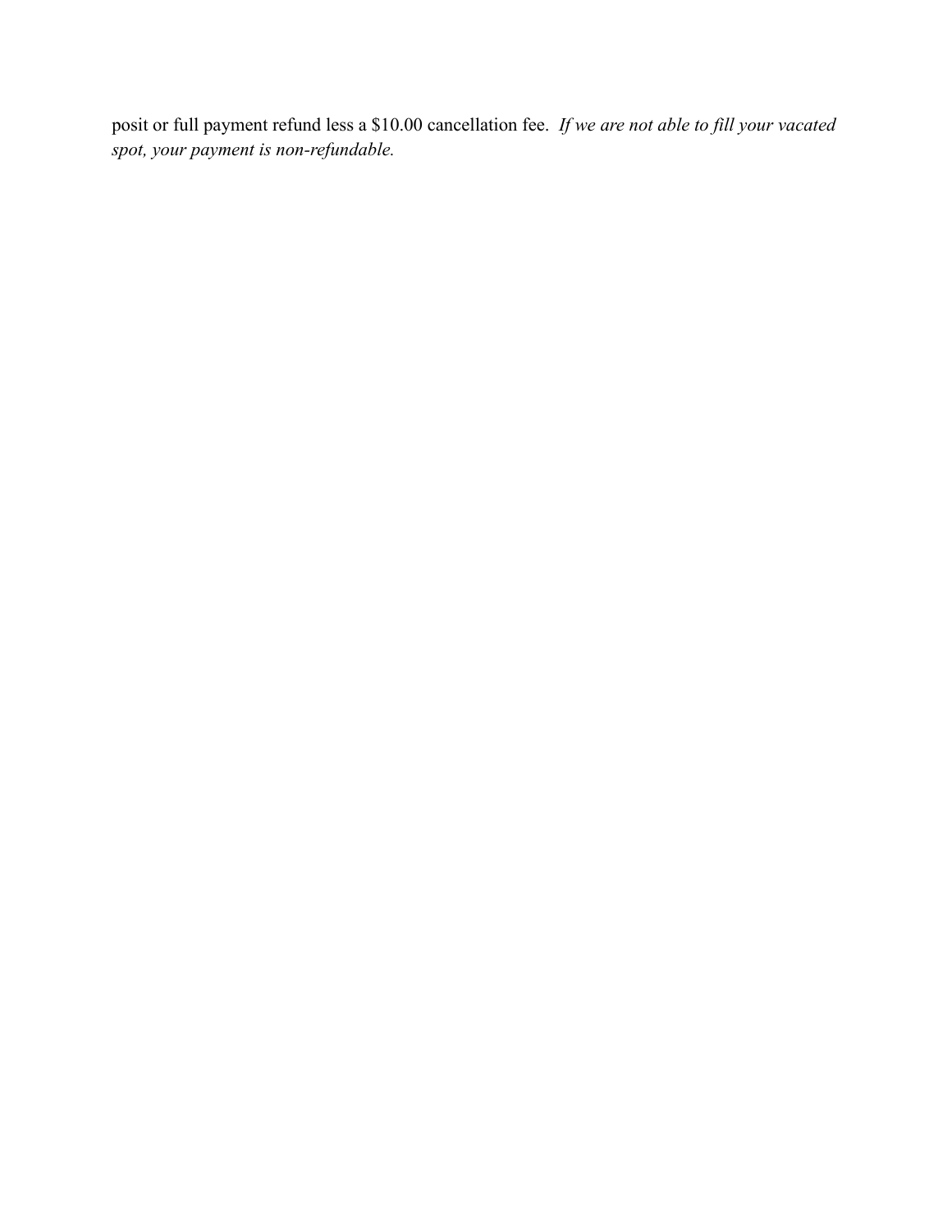posit or full payment refund less a $10.00 cancellation fee. *If we are not able to fill your vacated spot, your payment is non-refundable.*